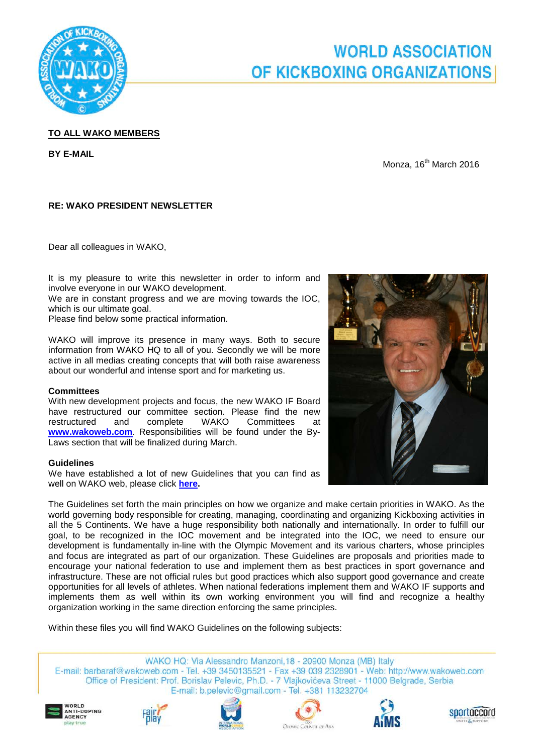# WORLD ASSOCIATION OF KICKBOXING ORGANIZATIONS

**TO ALL WAKO MEMBERS**

**BY E-MAIL**

Monza, 16th March 2016

**RE: WAKO PRESIDENT NEWSLETTER**

Dear all colleagues in WAKO,

It is my pleasure to write this newsletter in order to inform and involve everyone in our WAKO development.
We are in constant progress and we are moving towards the IOC, which is our ultimate goal.
Please find below some practical information.

WAKO will improve its presence in many ways. Both to secure information from WAKO HQ to all of you. Secondly we will be more active in all medias creating concepts that will both raise awareness about our wonderful and intense sport and for marketing us.

**Committees**
With new development projects and focus, the new WAKO IF Board have restructured our committee section. Please find the new restructured and complete WAKO Committees at **www.wakoweb.com**. Responsibilities will be found under the By-Laws section that will be finalized during March.

**Guidelines**
We have established a lot of new Guidelines that you can find as well on WAKO web, please click **here**.

The Guidelines set forth the main principles on how we organize and make certain priorities in WAKO. As the world governing body responsible for creating, managing, coordinating and organizing Kickboxing activities in all the 5 Continents. We have a huge responsibility both nationally and internationally. In order to fulfill our goal, to be recognized in the IOC movement and be integrated into the IOC, we need to ensure our development is fundamentally in-line with the Olympic Movement and its various charters, whose principles and focus are integrated as part of our organization. These Guidelines are proposals and priorities made to encourage your national federation to use and implement them as best practices in sport governance and infrastructure. These are not official rules but good practices which also support good governance and create opportunities for all levels of athletes. When national federations implement them and WAKO IF supports and implements them as well within its own working environment you will find and recognize a healthy organization working in the same direction enforcing the same principles.

Within these files you will find WAKO Guidelines on the following subjects:

WAKO HQ: Via Alessandro Manzoni,18 - 20900 Monza (MB) Italy
E-mail: barbaraf@wakoweb.com - Tel. +39 3450135521 - Fax +39 039 2328901 - Web: http://www.wakoweb.com
Office of President: Prof. Borislav Pelevic, Ph.D. - 7 Vlajkovićeva Street - 11000 Belgrade, Serbia
E-mail: b.pelevic@gmail.com - Tel. +381 113232704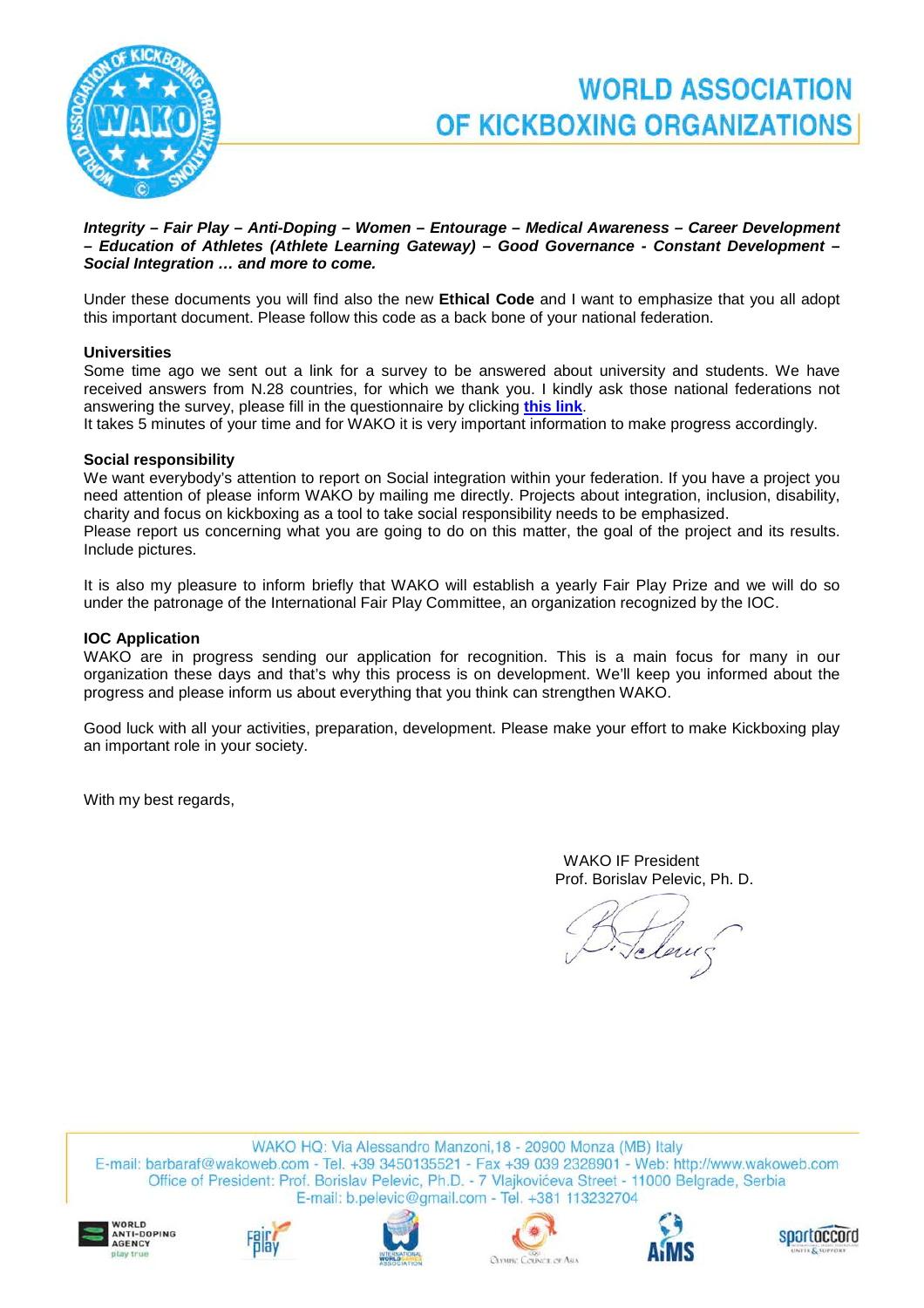*Integrity – Fair Play – Anti-Doping – Women – Entourage – Medical Awareness – Career Development – Education of Athletes (Athlete Learning Gateway) – Good Governance - Constant Development – Social Integration … and more to come.*

Under these documents you will find also the new **Ethical Code** and I want to emphasize that you all adopt this important document. Please follow this code as a back bone of your national federation.

**Universities**

Some time ago we sent out a link for a survey to be answered about university and students. We have received answers from N.28 countries, for which we thank you. I kindly ask those national federations not answering the survey, please fill in the questionnaire by clicking **this link**.
It takes 5 minutes of your time and for WAKO it is very important information to make progress accordingly.

**Social responsibility**

We want everybody's attention to report on Social integration within your federation. If you have a project you need attention of please inform WAKO by mailing me directly. Projects about integration, inclusion, disability, charity and focus on kickboxing as a tool to take social responsibility needs to be emphasized.
Please report us concerning what you are going to do on this matter, the goal of the project and its results. Include pictures.

It is also my pleasure to inform briefly that WAKO will establish a yearly Fair Play Prize and we will do so under the patronage of the International Fair Play Committee, an organization recognized by the IOC.

**IOC Application**

WAKO are in progress sending our application for recognition. This is a main focus for many in our organization these days and that's why this process is on development. We'll keep you informed about the progress and please inform us about everything that you think can strengthen WAKO.

Good luck with all your activities, preparation, development. Please make your effort to make Kickboxing play an important role in your society.

With my best regards,

WAKO IF President
Prof. Borislav Pelevic, Ph. D.

WAKO HQ: Via Alessandro Manzoni,18 - 20900 Monza (MB) Italy
E-mail: barbaraf@wakoweb.com - Tel. +39 3450135521 - Fax +39 039 2328901 - Web: http://www.wakoweb.com
Office of President: Prof. Borislav Pelevic, Ph.D. - 7 Vlajkovićeva Street - 11000 Belgrade, Serbia
E-mail: b.pelevic@gmail.com - Tel. +381 113232704